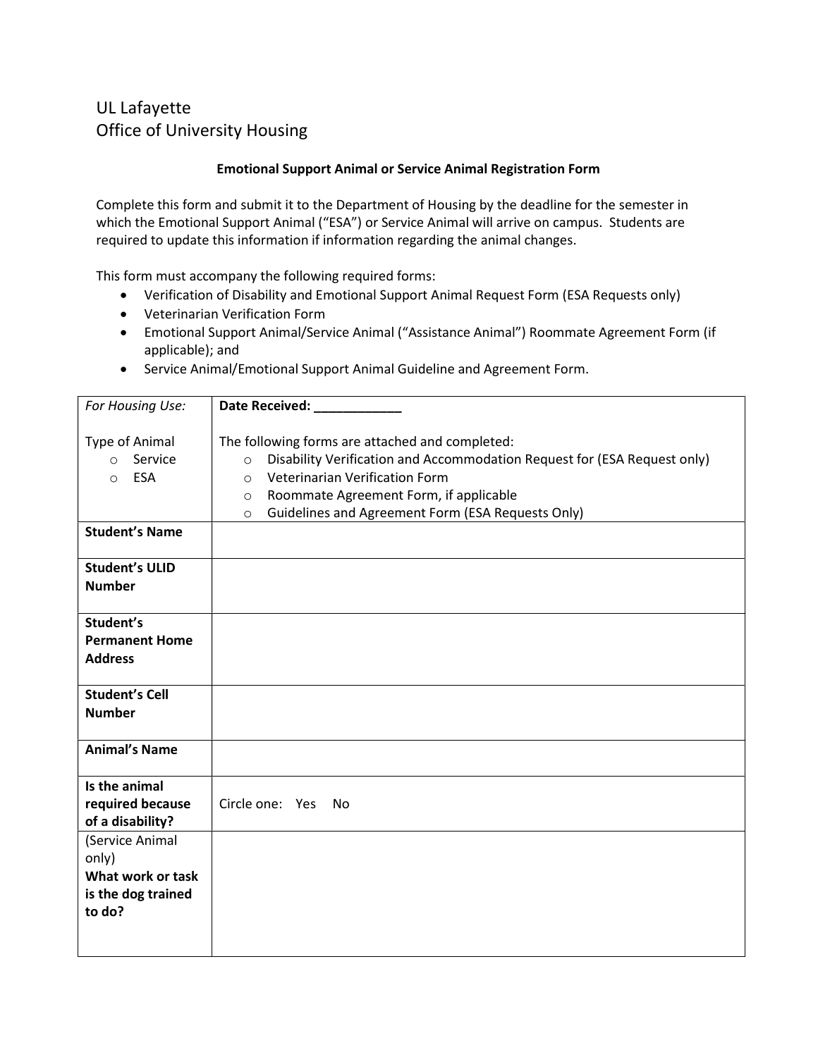UL Lafayette
Office of University Housing

**Emotional Support Animal or Service Animal Registration Form**

Complete this form and submit it to the Department of Housing by the deadline for the semester in which the Emotional Support Animal ("ESA") or Service Animal will arrive on campus. Students are required to update this information if information regarding the animal changes.

This form must accompany the following required forms:

- Verification of Disability and Emotional Support Animal Request Form (ESA Requests only)
- Veterinarian Verification Form
- Emotional Support Animal/Service Animal ("Assistance Animal") Roommate Agreement Form (if applicable); and
- Service Animal/Emotional Support Animal Guideline and Agreement Form.

| *For Housing Use:*<br><br>Type of Animal<br>○ Service<br>○ ESA | **Date Received: ____________**<br><br>The following forms are attached and completed:<br>○ Disability Verification and Accommodation Request for (ESA Request only)<br>○ Veterinarian Verification Form<br>○ Roommate Agreement Form, if applicable<br>○ Guidelines and Agreement Form (ESA Requests Only) |
|---|---|
| **Student's Name** | |
| **Student's ULID Number** | |
| **Student's Permanent Home Address** | |
| **Student's Cell Number** | |
| **Animal's Name** | |
| **Is the animal required because of a disability?** | Circle one: Yes No |
| (Service Animal only)<br>**What work or task is the dog trained to do?** | |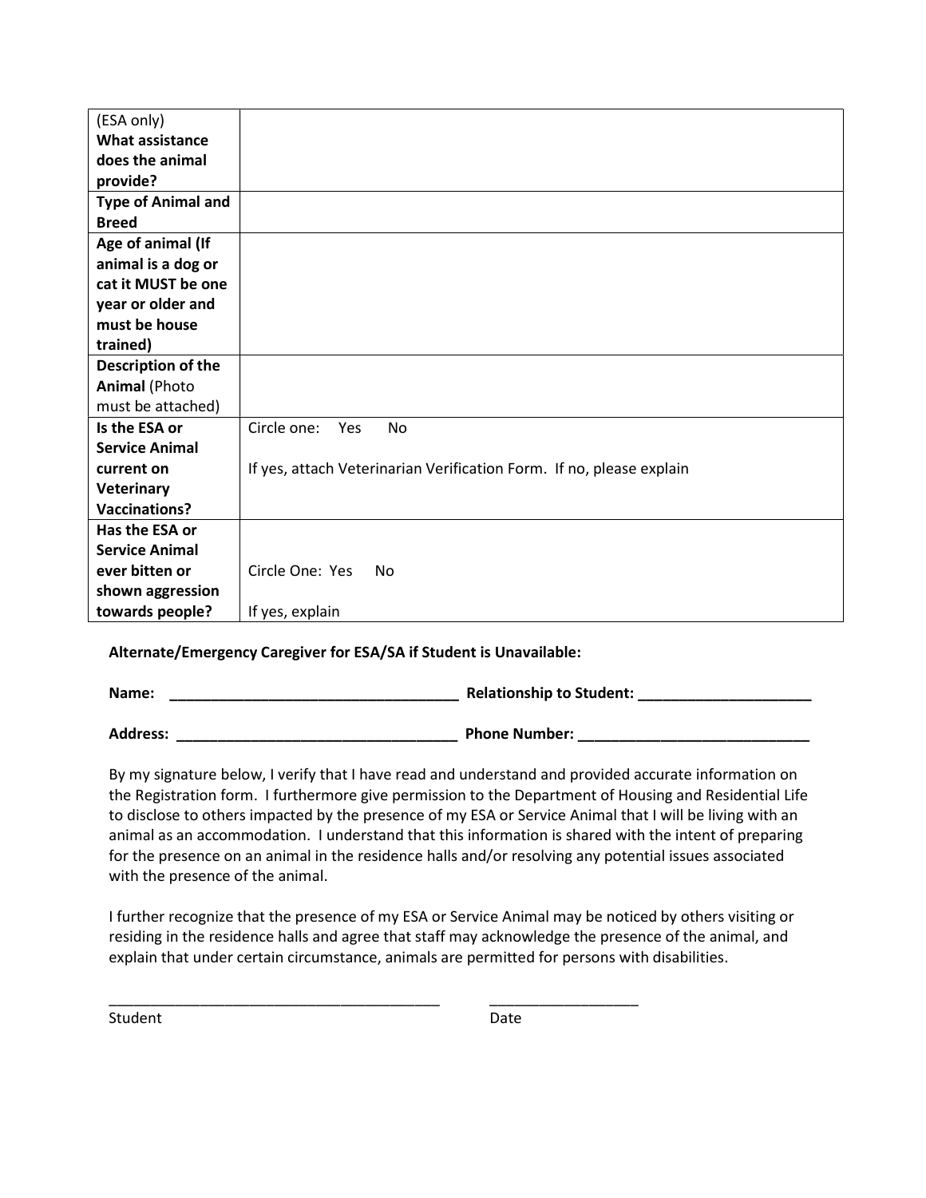| (ESA only) **What assistance does the animal provide?** | |
|---|---|
| **Type of Animal and Breed** | |
| **Age of animal (If animal is a dog or cat it MUST be one year or older and must be house trained)** | |
| **Description of the Animal** (Photo must be attached) | |
| **Is the ESA or Service Animal current on Veterinary Vaccinations?** | Circle one: Yes No<br><br>If yes, attach Veterinarian Verification Form. If no, please explain |
| **Has the ESA or Service Animal ever bitten or shown aggression towards people?** | Circle One: Yes No<br><br>If yes, explain |

**Alternate/Emergency Caregiver for ESA/SA if Student is Unavailable:**

**Name:** ___________________________________ **Relationship to Student:** _____________________

**Address:** __________________________________ **Phone Number:** ____________________________

By my signature below, I verify that I have read and understand and provided accurate information on the Registration form. I furthermore give permission to the Department of Housing and Residential Life to disclose to others impacted by the presence of my ESA or Service Animal that I will be living with an animal as an accommodation. I understand that this information is shared with the intent of preparing for the presence on an animal in the residence halls and/or resolving any potential issues associated with the presence of the animal.

I further recognize that the presence of my ESA or Service Animal may be noticed by others visiting or residing in the residence halls and agree that staff may acknowledge the presence of the animal, and explain that under certain circumstance, animals are permitted for persons with disabilities.

________________________________________ __________________

Student Date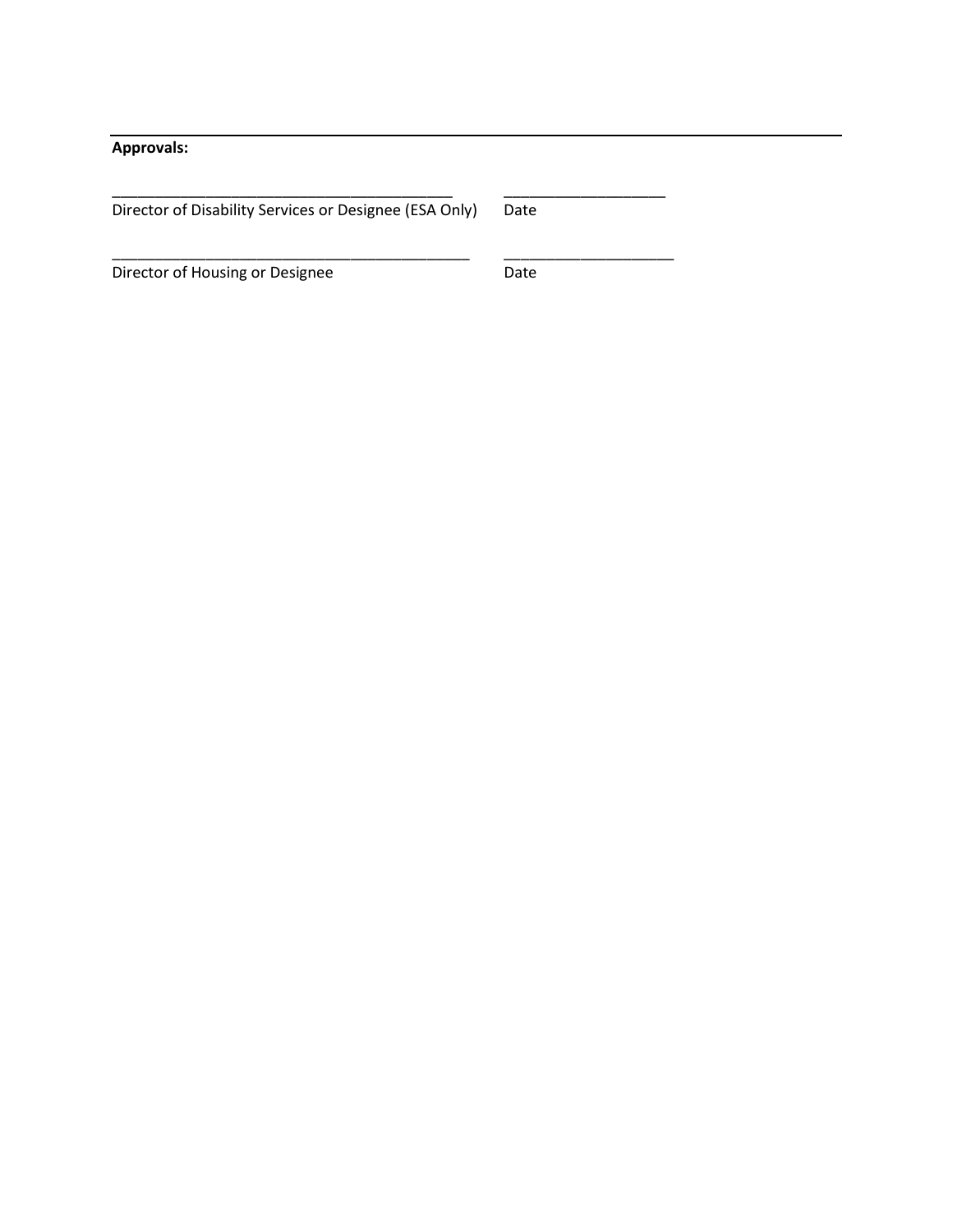---

**Approvals:**

\_\_\_\_\_\_\_\_\_\_\_\_\_\_\_\_\_\_\_\_\_\_\_\_\_\_\_\_\_\_\_\_\_\_\_\_\_\_\_\_ \_\_\_\_\_\_\_\_\_\_\_\_\_\_\_\_\_\_\_\_

Director of Disability Services or Designee (ESA Only) Date

\_\_\_\_\_\_\_\_\_\_\_\_\_\_\_\_\_\_\_\_\_\_\_\_\_\_\_\_\_\_\_\_\_\_\_\_\_\_\_\_\_\_ \_\_\_\_\_\_\_\_\_\_\_\_\_\_\_\_\_\_\_\_\_

Director of Housing or Designee Date